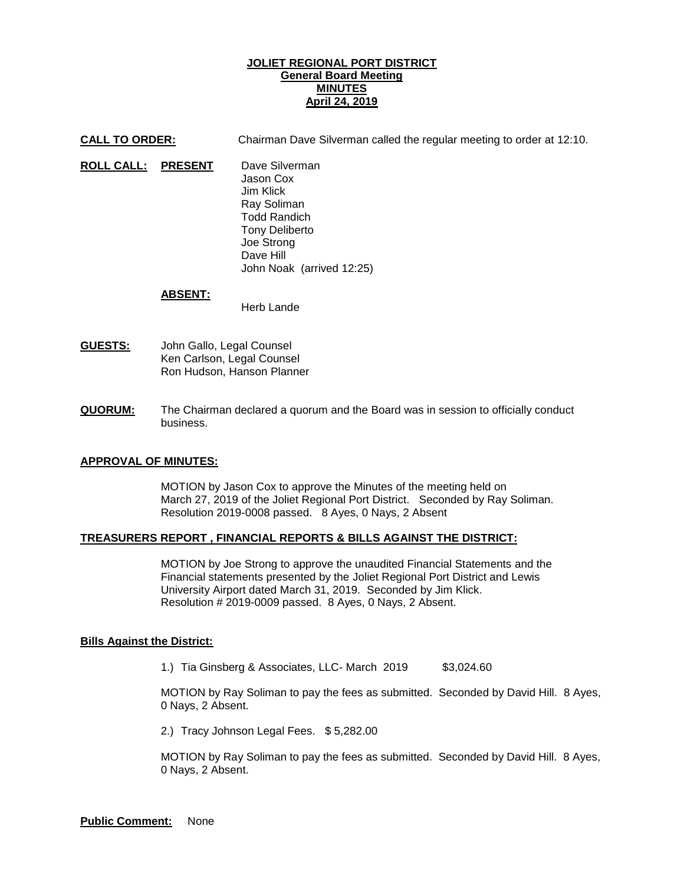**JOLIET REGIONAL PORT DISTRICT**
**General Board Meeting**
**MINUTES**
**April 24, 2019**

**CALL TO ORDER:** Chairman Dave Silverman called the regular meeting to order at 12:10.

**ROLL CALL:** **PRESENT**

Dave Silverman
Jason Cox
Jim Klick
Ray Soliman
Todd Randich
Tony Deliberto
Joe Strong
Dave Hill
John Noak (arrived 12:25)

**ABSENT:**

Herb Lande

**GUESTS:**

John Gallo, Legal Counsel
Ken Carlson, Legal Counsel
Ron Hudson, Hanson Planner

**QUORUM:** The Chairman declared a quorum and the Board was in session to officially conduct business.

**APPROVAL OF MINUTES:**

MOTION by Jason Cox to approve the Minutes of the meeting held on March 27, 2019 of the Joliet Regional Port District. Seconded by Ray Soliman. Resolution 2019-0008 passed. 8 Ayes, 0 Nays, 2 Absent

**TREASURERS REPORT , FINANCIAL REPORTS & BILLS AGAINST THE DISTRICT:**

MOTION by Joe Strong to approve the unaudited Financial Statements and the Financial statements presented by the Joliet Regional Port District and Lewis University Airport dated March 31, 2019. Seconded by Jim Klick. Resolution # 2019-0009 passed. 8 Ayes, 0 Nays, 2 Absent.

**Bills Against the District:**

1.) Tia Ginsberg & Associates, LLC- March 2019 $3,024.60

MOTION by Ray Soliman to pay the fees as submitted. Seconded by David Hill. 8 Ayes, 0 Nays, 2 Absent.

2.) Tracy Johnson Legal Fees. $ 5,282.00

MOTION by Ray Soliman to pay the fees as submitted. Seconded by David Hill. 8 Ayes, 0 Nays, 2 Absent.

**Public Comment:** None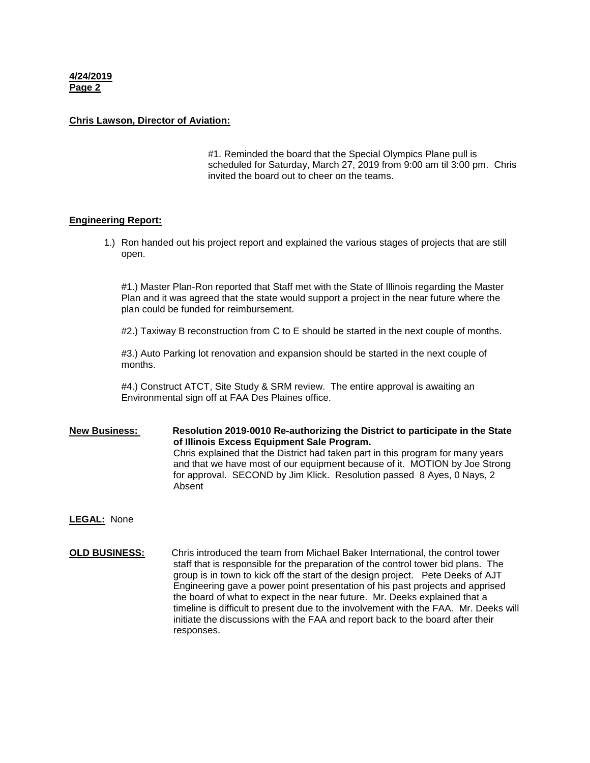**4/24/2019**
**Page 2**

**Chris Lawson, Director of Aviation:**

#1. Reminded the board that the Special Olympics Plane pull is scheduled for Saturday, March 27, 2019 from 9:00 am til 3:00 pm. Chris invited the board out to cheer on the teams.

**Engineering Report:**

1.) Ron handed out his project report and explained the various stages of projects that are still open.

#1.) Master Plan-Ron reported that Staff met with the State of Illinois regarding the Master Plan and it was agreed that the state would support a project in the near future where the plan could be funded for reimbursement.

#2.) Taxiway B reconstruction from C to E should be started in the next couple of months.

#3.) Auto Parking lot renovation and expansion should be started in the next couple of months.

#4.) Construct ATCT, Site Study & SRM review. The entire approval is awaiting an Environmental sign off at FAA Des Plaines office.

**New Business:** **Resolution 2019-0010 Re-authorizing the District to participate in the State of Illinois Excess Equipment Sale Program.**
Chris explained that the District had taken part in this program for many years and that we have most of our equipment because of it. MOTION by Joe Strong for approval. SECOND by Jim Klick. Resolution passed 8 Ayes, 0 Nays, 2 Absent

**LEGAL:** None

**OLD BUSINESS:** Chris introduced the team from Michael Baker International, the control tower staff that is responsible for the preparation of the control tower bid plans. The group is in town to kick off the start of the design project. Pete Deeks of AJT Engineering gave a power point presentation of his past projects and apprised the board of what to expect in the near future. Mr. Deeks explained that a timeline is difficult to present due to the involvement with the FAA. Mr. Deeks will initiate the discussions with the FAA and report back to the board after their responses.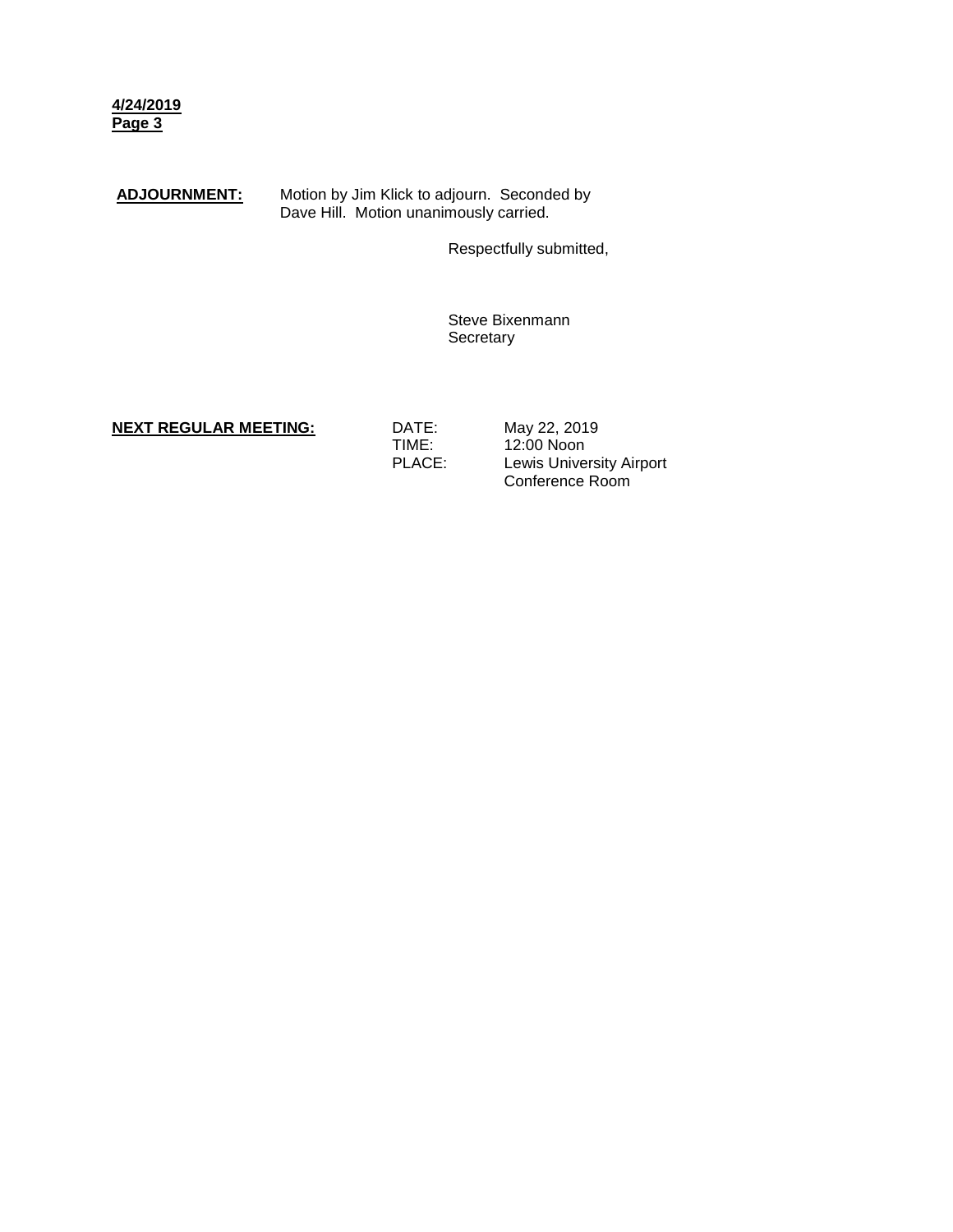**ADJOURNMENT:** Motion by Jim Klick to adjourn. Seconded by Dave Hill. Motion unanimously carried.

Respectfully submitted,

Steve Bixenmann
Secretary

**NEXT REGULAR MEETING:**

DATE: May 22, 2019
TIME: 12:00 Noon
PLACE: Lewis University Airport Conference Room